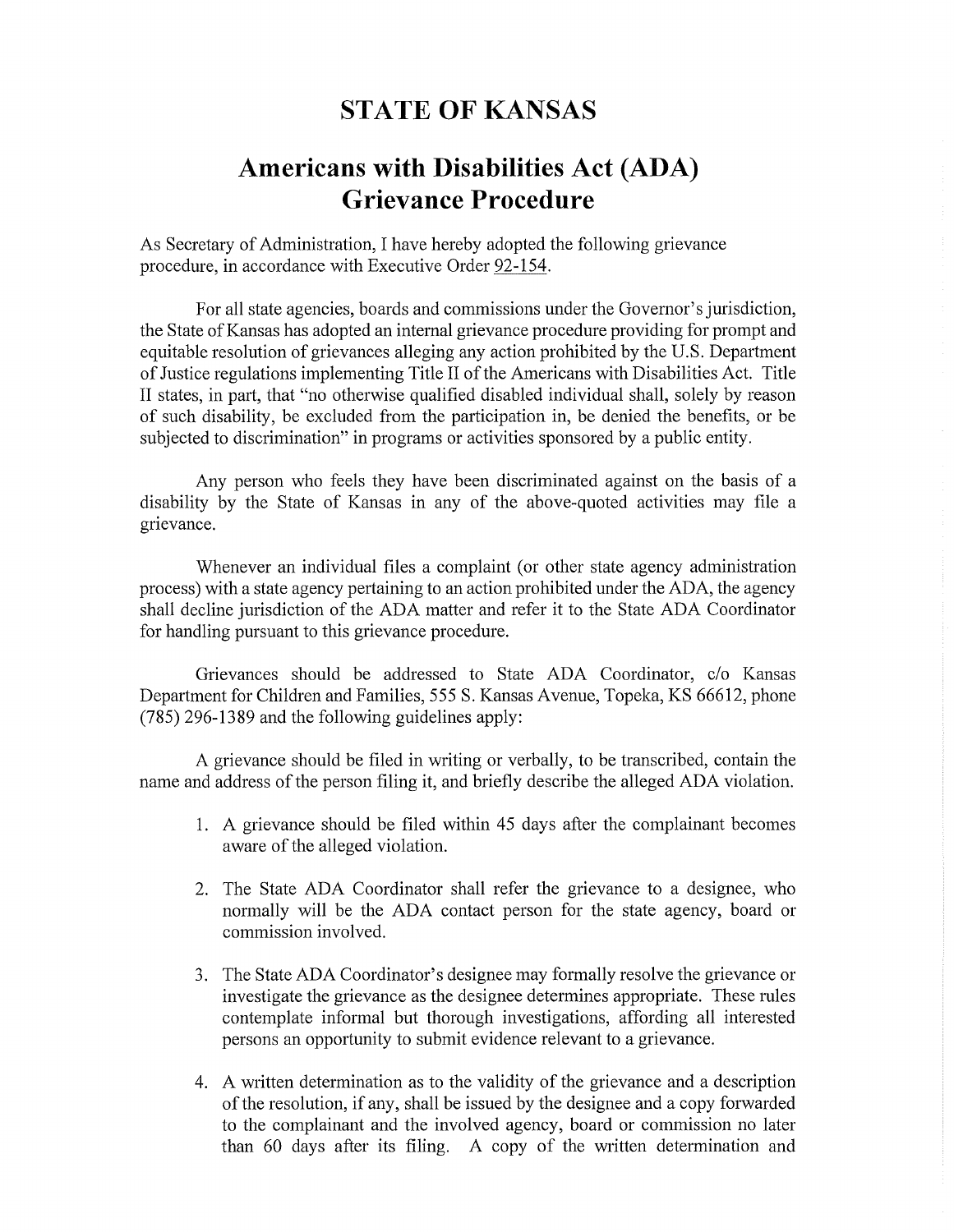# STATE OF KANSAS

## Americans with Disabilities Act (ADA) Grievance Procedure

As Secretary of Administration, I have hereby adopted the following grievance procedure, in accordance with Executive Order 92-154.

For all state agencies, boards and commissions under the Governor's jurisdiction, the State of Kansas has adopted an internal grievance procedure providing for prompt and equitable resolution of grievances alleging any action prohibited by the U.S. Department of Justice regulations implementing Title II of the Americans with Disabilities Act. Title II states, in part, that "no otherwise qualified disabled individual shall, solely by reason of such disability, be excluded from the participation in, be denied the benefits, or be subjected to discrimination" in programs or activities sponsored by a public entity.

Any person who feels they have been discriminated against on the basis of a disability by the State of Kansas in any of the above-quoted activities may file a grievance.

Whenever an individual files a complaint (or other state agency administration process) with a state agency pertaining to an action prohibited under the ADA, the agency shall decline jurisdiction of the ADA matter and refer it to the State ADA Coordinator for handling pursuant to this grievance procedure.

Grievances should be addressed to State ADA Coordinator, c/o Kansas Department for Children and Families, 555 S. Kansas Avenue, Topeka, KS 66612, phone (785) 296-1389 and the following guidelines apply:

A grievance should be filed in writing or verbally, to be transcribed, contain the name and address of the person filing it, and briefly describe the alleged ADA violation.

1. A grievance should be filed within 45 days after the complainant becomes aware of the alleged violation.

2. The State ADA Coordinator shall refer the grievance to a designee, who normally will be the ADA contact person for the state agency, board or commission involved.

3. The State ADA Coordinator's designee may formally resolve the grievance or investigate the grievance as the designee determines appropriate. These rules contemplate informal but thorough investigations, affording all interested persons an opportunity to submit evidence relevant to a grievance.

4. A written determination as to the validity of the grievance and a description of the resolution, if any, shall be issued by the designee and a copy forwarded to the complainant and the involved agency, board or commission no later than 60 days after its filing. A copy of the written determination and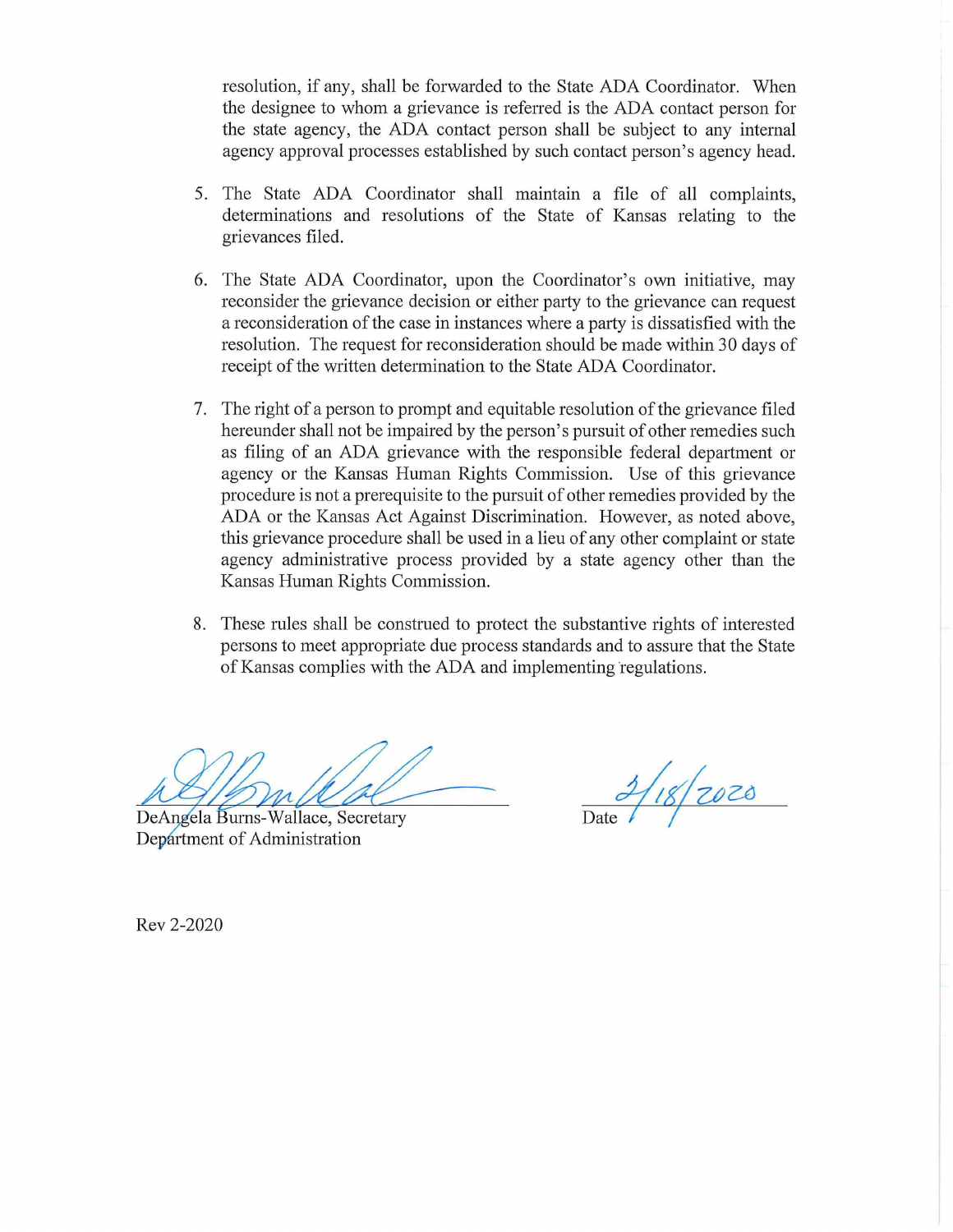resolution, if any, shall be forwarded to the State ADA Coordinator. When the designee to whom a grievance is referred is the ADA contact person for the state agency, the ADA contact person shall be subject to any internal agency approval processes established by such contact person's agency head.

5. The State ADA Coordinator shall maintain a file of all complaints, determinations and resolutions of the State of Kansas relating to the grievances filed.

6. The State ADA Coordinator, upon the Coordinator's own initiative, may reconsider the grievance decision or either party to the grievance can request a reconsideration of the case in instances where a party is dissatisfied with the resolution. The request for reconsideration should be made within 30 days of receipt of the written determination to the State ADA Coordinator.

7. The right of a person to prompt and equitable resolution of the grievance filed hereunder shall not be impaired by the person's pursuit of other remedies such as filing of an ADA grievance with the responsible federal department or agency or the Kansas Human Rights Commission. Use of this grievance procedure is not a prerequisite to the pursuit of other remedies provided by the ADA or the Kansas Act Against Discrimination. However, as noted above, this grievance procedure shall be used in a lieu of any other complaint or state agency administrative process provided by a state agency other than the Kansas Human Rights Commission.

8. These rules shall be construed to protect the substantive rights of interested persons to meet appropriate due process standards and to assure that the State of Kansas complies with the ADA and implementing regulations.

DeAngela Burns-Wallace, Secretary
Department of Administration

2/18/2020
Date

Rev 2-2020